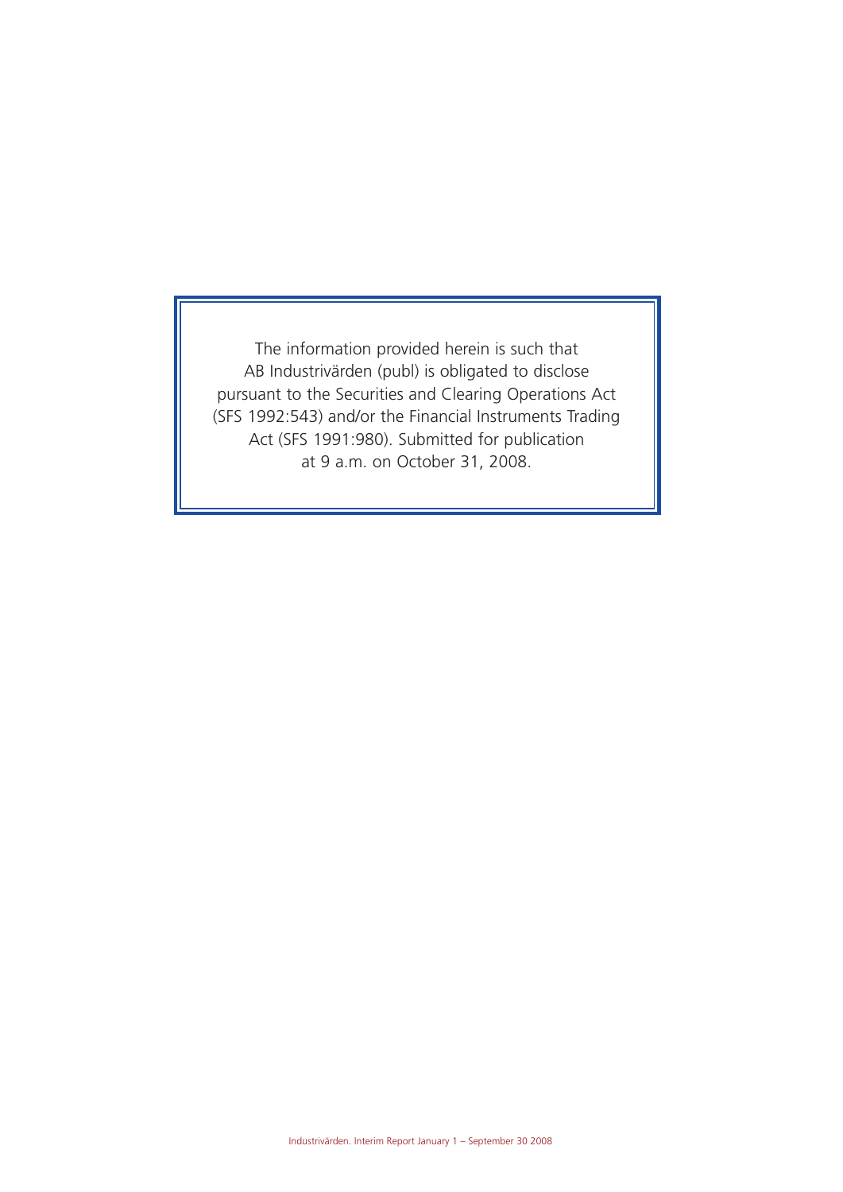The information provided herein is such that AB Industrivärden (publ) is obligated to disclose pursuant to the Securities and Clearing Operations Act (SFS 1992:543) and/or the Financial Instruments Trading Act (SFS 1991:980). Submitted for publication at 9 a.m. on October 31, 2008.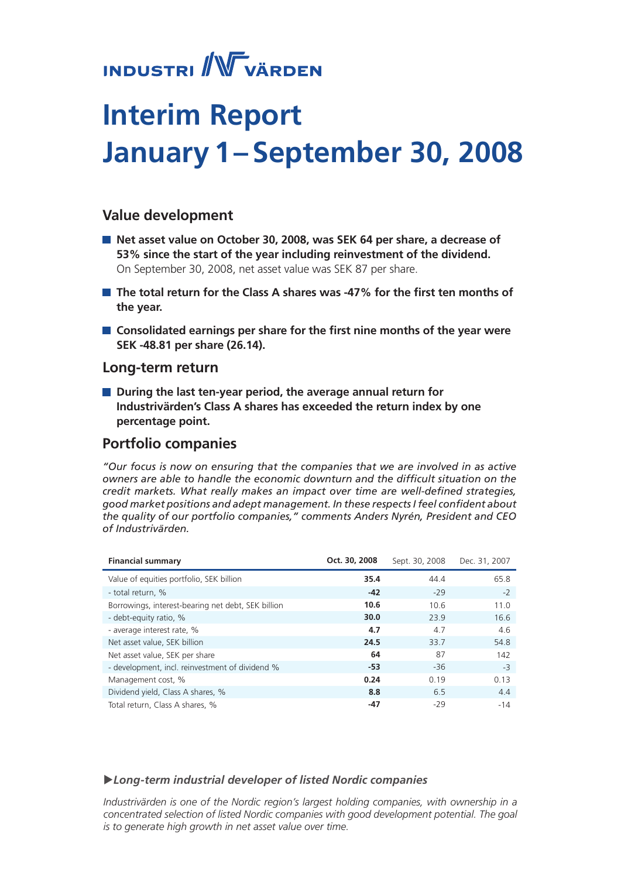INDUSTRIVÄRDEN

# Interim Report January 1 – September 30, 2008

## Value development

- **Net asset value on October 30, 2008, was SEK 64 per share, a decrease of 53% since the start of the year including reinvestment of the dividend.** On September 30, 2008, net asset value was SEK 87 per share.
- **The total return for the Class A shares was -47% for the first ten months of the year.**
- **Consolidated earnings per share for the first nine months of the year were SEK -48.81 per share (26.14).**

## Long-term return

- **During the last ten-year period, the average annual return for Industrivärden's Class A shares has exceeded the return index by one percentage point.**

## Portfolio companies

*"Our focus is now on ensuring that the companies that we are involved in as active owners are able to handle the economic downturn and the difficult situation on the credit markets. What really makes an impact over time are well-defined strategies, good market positions and adept management. In these respects I feel confident about the quality of our portfolio companies," comments Anders Nyrén, President and CEO of Industrivärden.*

| **Financial summary** | **Oct. 30, 2008** | Sept. 30, 2008 | Dec. 31, 2007 |
|---|---|---|---|
| Value of equities portfolio, SEK billion | **35.4** | 44.4 | 65.8 |
| - total return, % | **-42** | -29 | -2 |
| Borrowings, interest-bearing net debt, SEK billion | **10.6** | 10.6 | 11.0 |
| - debt-equity ratio, % | **30.0** | 23.9 | 16.6 |
| - average interest rate, % | **4.7** | 4.7 | 4.6 |
| Net asset value, SEK billion | **24.5** | 33.7 | 54.8 |
| Net asset value, SEK per share | **64** | 87 | 142 |
| - development, incl. reinvestment of dividend % | **-53** | -36 | -3 |
| Management cost, % | **0.24** | 0.19 | 0.13 |
| Dividend yield, Class A shares, % | **8.8** | 6.5 | 4.4 |
| Total return, Class A shares, % | **-47** | -29 | -14 |

***▶Long-term industrial developer of listed Nordic companies***

*Industrivärden is one of the Nordic region's largest holding companies, with ownership in a concentrated selection of listed Nordic companies with good development potential. The goal is to generate high growth in net asset value over time.*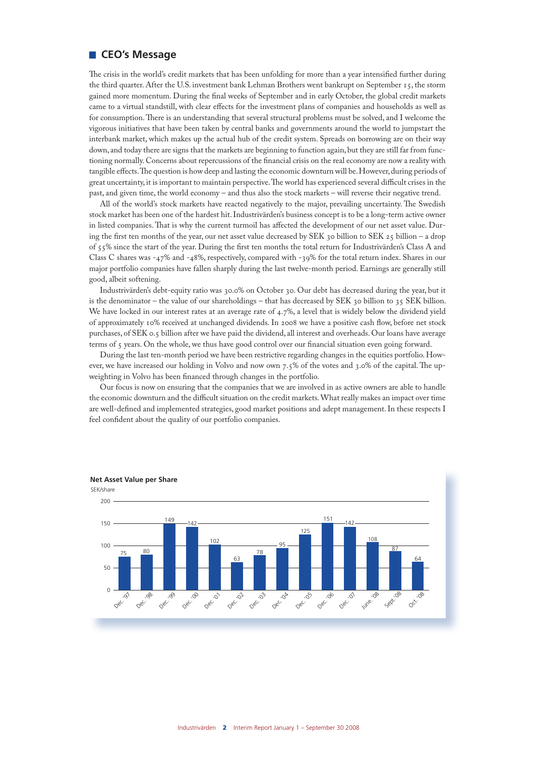## CEO's Message

The crisis in the world's credit markets that has been unfolding for more than a year intensified further during the third quarter. After the U.S. investment bank Lehman Brothers went bankrupt on September 15, the storm gained more momentum. During the final weeks of September and in early October, the global credit markets came to a virtual standstill, with clear effects for the investment plans of companies and households as well as for consumption. There is an understanding that several structural problems must be solved, and I welcome the vigorous initiatives that have been taken by central banks and governments around the world to jumpstart the interbank market, which makes up the actual hub of the credit system. Spreads on borrowing are on their way down, and today there are signs that the markets are beginning to function again, but they are still far from functioning normally. Concerns about repercussions of the financial crisis on the real economy are now a reality with tangible effects. The question is how deep and lasting the economic downturn will be. However, during periods of great uncertainty, it is important to maintain perspective. The world has experienced several difficult crises in the past, and given time, the world economy – and thus also the stock markets – will reverse their negative trend.

All of the world's stock markets have reacted negatively to the major, prevailing uncertainty. The Swedish stock market has been one of the hardest hit. Industrivärden's business concept is to be a long-term active owner in listed companies. That is why the current turmoil has affected the development of our net asset value. During the first ten months of the year, our net asset value decreased by SEK 30 billion to SEK 25 billion – a drop of 55% since the start of the year. During the first ten months the total return for Industrivärden's Class A and Class C shares was -47% and -48%, respectively, compared with -39% for the total return index. Shares in our major portfolio companies have fallen sharply during the last twelve-month period. Earnings are generally still good, albeit softening.

Industrivärden's debt-equity ratio was 30.0% on October 30. Our debt has decreased during the year, but it is the denominator – the value of our shareholdings – that has decreased by SEK 30 billion to 35 SEK billion. We have locked in our interest rates at an average rate of 4.7%, a level that is widely below the dividend yield of approximately 10% received at unchanged dividends. In 2008 we have a positive cash flow, before net stock purchases, of SEK 0.5 billion after we have paid the dividend, all interest and overheads. Our loans have average terms of 5 years. On the whole, we thus have good control over our financial situation even going forward.

During the last ten-month period we have been restrictive regarding changes in the equities portfolio. However, we have increased our holding in Volvo and now own 7.5% of the votes and 3.0% of the capital. The upweighting in Volvo has been financed through changes in the portfolio.

Our focus is now on ensuring that the companies that we are involved in as active owners are able to handle the economic downturn and the difficult situation on the credit markets. What really makes an impact over time are well-defined and implemented strategies, good market positions and adept management. In these respects I feel confident about the quality of our portfolio companies.

**Net Asset Value per Share**

SEK/share

200
150
100
50
0

75 80 149 142 102 63 78 95 125 151 142 108 87 64

Dec. '97, Dec. '98, Dec. '99, Dec. '00, Dec. '01, Dec. '02, Dec. '03, Dec. '04, Dec. '05, Dec. '06, Dec. '07, June '08, Sept. '08, Oct. '08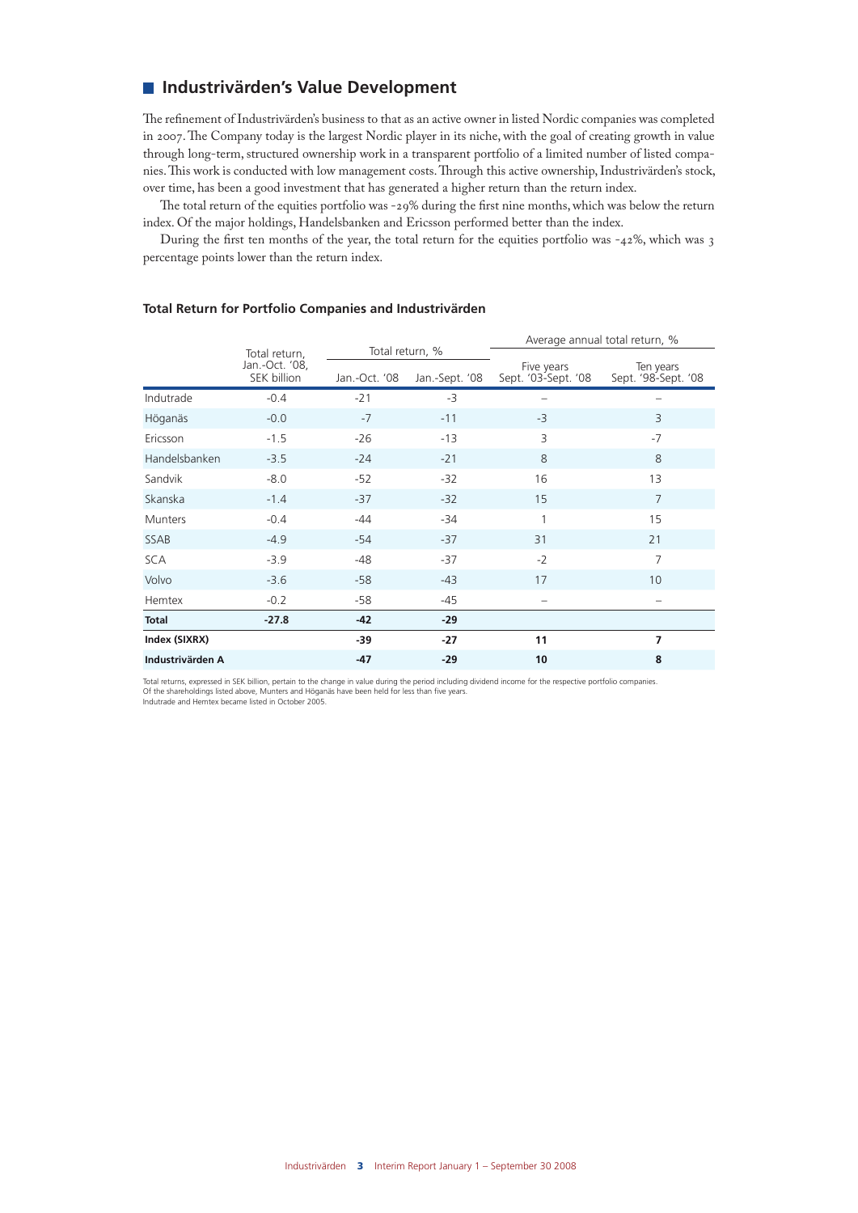## Industrivärden's Value Development

The refinement of Industrivärden's business to that as an active owner in listed Nordic companies was completed in 2007. The Company today is the largest Nordic player in its niche, with the goal of creating growth in value through long-term, structured ownership work in a transparent portfolio of a limited number of listed companies. This work is conducted with low management costs. Through this active ownership, Industrivärden's stock, over time, has been a good investment that has generated a higher return than the return index.

The total return of the equities portfolio was -29% during the first nine months, which was below the return index. Of the major holdings, Handelsbanken and Ericsson performed better than the index.

During the first ten months of the year, the total return for the equities portfolio was -42%, which was 3 percentage points lower than the return index.

**Total Return for Portfolio Companies and Industrivärden**

| | Total return, Jan.-Oct. '08, SEK billion | Total return, % | | Average annual total return, % | |
|---|---|---|---|---|---|
| | | Jan.-Oct. '08 | Jan.-Sept. '08 | Five years Sept. '03-Sept. '08 | Ten years Sept. '98-Sept. '08 |
| Indutrade | -0.4 | -21 | -3 | – | – |
| Höganäs | -0.0 | -7 | -11 | -3 | 3 |
| Ericsson | -1.5 | -26 | -13 | 3 | -7 |
| Handelsbanken | -3.5 | -24 | -21 | 8 | 8 |
| Sandvik | -8.0 | -52 | -32 | 16 | 13 |
| Skanska | -1.4 | -37 | -32 | 15 | 7 |
| Munters | -0.4 | -44 | -34 | 1 | 15 |
| SSAB | -4.9 | -54 | -37 | 31 | 21 |
| SCA | -3.9 | -48 | -37 | -2 | 7 |
| Volvo | -3.6 | -58 | -43 | 17 | 10 |
| Hemtex | -0.2 | -58 | -45 | – | – |
| **Total** | **-27.8** | **-42** | **-29** | | |
| **Index (SIXRX)** | | **-39** | **-27** | **11** | **7** |
| **Industrivärden A** | | **-47** | **-29** | **10** | **8** |

Total returns, expressed in SEK billion, pertain to the change in value during the period including dividend income for the respective portfolio companies.
Of the shareholdings listed above, Munters and Höganäs have been held for less than five years.
Indutrade and Hemtex became listed in October 2005.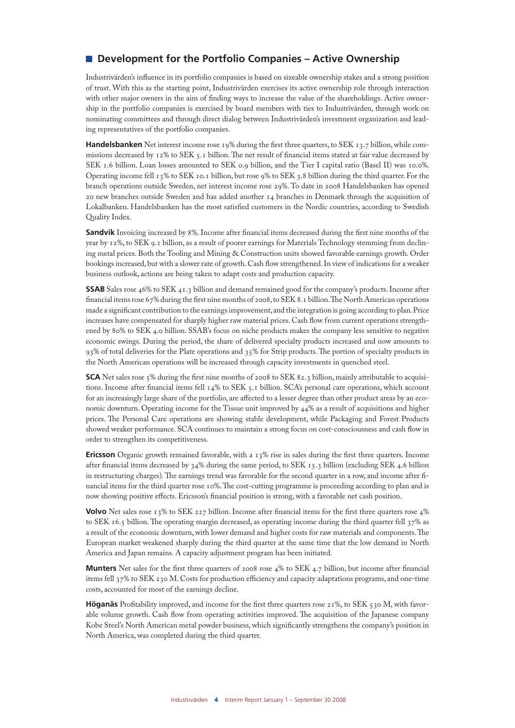## Development for the Portfolio Companies – Active Ownership

Industrivärden's influence in its portfolio companies is based on sizeable ownership stakes and a strong position of trust. With this as the starting point, Industrivärden exercises its active ownership role through interaction with other major owners in the aim of finding ways to increase the value of the shareholdings. Active ownership in the portfolio companies is exercised by board members with ties to Industrivärden, through work on nominating committees and through direct dialog between Industrivärden's investment organization and leading representatives of the portfolio companies.

**Handelsbanken** Net interest income rose 19% during the first three quarters, to SEK 13.7 billion, while commissions decreased by 12% to SEK 5.1 billion. The net result of financial items stated at fair value decreased by SEK 1.6 billion. Loan losses amounted to SEK 0.9 billion, and the Tier I capital ratio (Basel II) was 10.0%. Operating income fell 13% to SEK 10.1 billion, but rose 9% to SEK 3.8 billion during the third quarter. For the branch operations outside Sweden, net interest income rose 29%. To date in 2008 Handelsbanken has opened 20 new branches outside Sweden and has added another 14 branches in Denmark through the acquisition of Lokalbanken. Handelsbanken has the most satisfied customers in the Nordic countries, according to Swedish Quality Index.

**Sandvik** Invoicing increased by 8%. Income after financial items decreased during the first nine months of the year by 12%, to SEK 9.1 billion, as a result of poorer earnings for Materials Technology stemming from declining metal prices. Both the Tooling and Mining & Construction units showed favorable earnings growth. Order bookings increased, but with a slower rate of growth. Cash flow strengthened. In view of indications for a weaker business outlook, actions are being taken to adapt costs and production capacity.

**SSAB** Sales rose 46% to SEK 41.3 billion and demand remained good for the company's products. Income after financial items rose 67% during the first nine months of 2008, to SEK 8.1 billion. The North American operations made a significant contribution to the earnings improvement, and the integration is going according to plan. Price increases have compensated for sharply higher raw material prices. Cash flow from current operations strengthened by 80% to SEK 4.0 billion. SSAB's focus on niche products makes the company less sensitive to negative economic swings. During the period, the share of delivered specialty products increased and now amounts to 93% of total deliveries for the Plate operations and 35% for Strip products. The portion of specialty products in the North American operations will be increased through capacity investments in quenched steel.

**SCA** Net sales rose 5% during the first nine months of 2008 to SEK 82.3 billion, mainly attributable to acquisitions. Income after financial items fell 14% to SEK 5.1 billion. SCA's personal care operations, which account for an increasingly large share of the portfolio, are affected to a lesser degree than other product areas by an economic downturn. Operating income for the Tissue unit improved by 44% as a result of acquisitions and higher prices. The Personal Care operations are showing stable development, while Packaging and Forest Products showed weaker performance. SCA continues to maintain a strong focus on cost-consciousness and cash flow in order to strengthen its competitiveness.

**Ericsson** Organic growth remained favorable, with a 13% rise in sales during the first three quarters. Income after financial items decreased by 34% during the same period, to SEK 15.3 billion (excluding SEK 4.6 billion in restructuring charges). The earnings trend was favorable for the second quarter in a row, and income after financial items for the third quarter rose 10%. The cost-cutting programme is proceeding according to plan and is now showing positive effects. Ericsson's financial position is strong, with a favorable net cash position.

**Volvo** Net sales rose 13% to SEK 227 billion. Income after financial items for the first three quarters rose 4% to SEK 16.5 billion. The operating margin decreased, as operating income during the third quarter fell 37% as a result of the economic downturn, with lower demand and higher costs for raw materials and components. The European market weakened sharply during the third quarter at the same time that the low demand in North America and Japan remains. A capacity adjustment program has been initiated.

**Munters** Net sales for the first three quarters of 2008 rose 4% to SEK 4.7 billion, but income after financial items fell 37% to SEK 230 M. Costs for production efficiency and capacity adaptations programs, and one-time costs, accounted for most of the earnings decline.

**Höganäs** Profitability improved, and income for the first three quarters rose 21%, to SEK 530 M, with favorable volume growth. Cash flow from operating activities improved. The acquisition of the Japanese company Kobe Steel's North American metal powder business, which significantly strengthens the company's position in North America, was completed during the third quarter.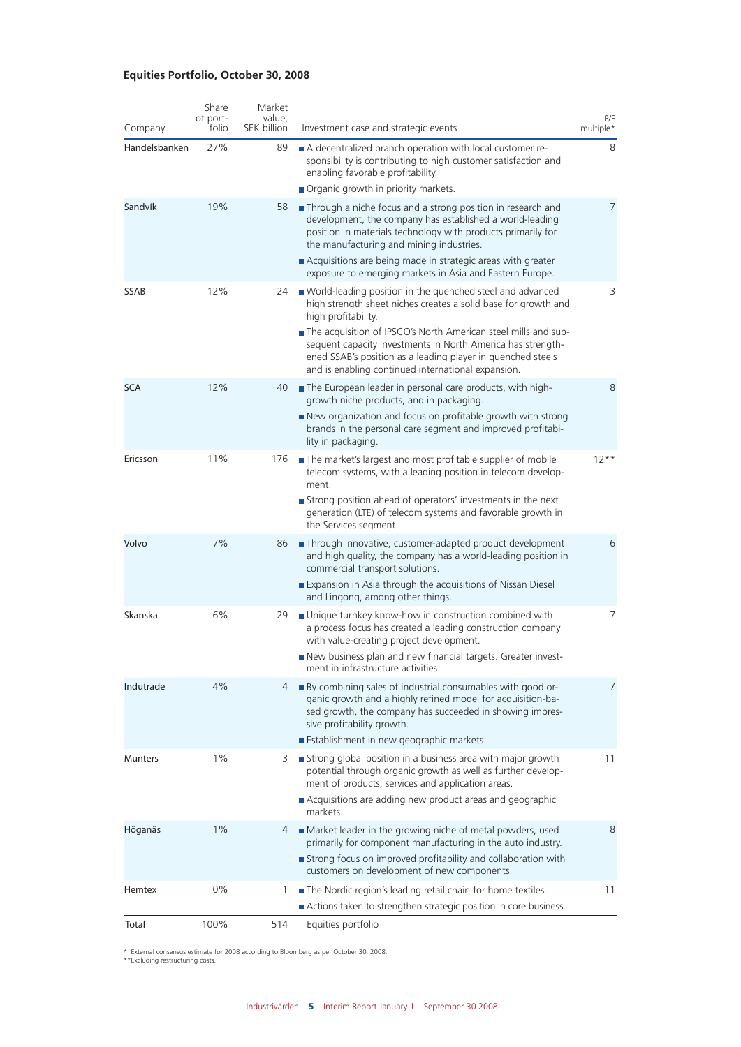## Equities Portfolio, October 30, 2008

| Company | Share of portfolio | Market value, SEK billion | Investment case and strategic events | P/E multiple* |
|---|---|---|---|---|
| Handelsbanken | 27% | 89 | ■ A decentralized branch operation with local customer responsibility is contributing to high customer satisfaction and enabling favorable profitability. ■ Organic growth in priority markets. | 8 |
| Sandvik | 19% | 58 | ■ Through a niche focus and a strong position in research and development, the company has established a world-leading position in materials technology with products primarily for the manufacturing and mining industries. ■ Acquisitions are being made in strategic areas with greater exposure to emerging markets in Asia and Eastern Europe. | 7 |
| SSAB | 12% | 24 | ■ World-leading position in the quenched steel and advanced high strength sheet niches creates a solid base for growth and high profitability. ■ The acquisition of IPSCO's North American steel mills and subsequent capacity investments in North America has strengthened SSAB's position as a leading player in quenched steels and is enabling continued international expansion. | 3 |
| SCA | 12% | 40 | ■ The European leader in personal care products, with high-growth niche products, and in packaging. ■ New organization and focus on profitable growth with strong brands in the personal care segment and improved profitability in packaging. | 8 |
| Ericsson | 11% | 176 | ■ The market's largest and most profitable supplier of mobile telecom systems, with a leading position in telecom development. ■ Strong position ahead of operators' investments in the next generation (LTE) of telecom systems and favorable growth in the Services segment. | 12** |
| Volvo | 7% | 86 | ■ Through innovative, customer-adapted product development and high quality, the company has a world-leading position in commercial transport solutions. ■ Expansion in Asia through the acquisitions of Nissan Diesel and Lingong, among other things. | 6 |
| Skanska | 6% | 29 | ■ Unique turnkey know-how in construction combined with a process focus has created a leading construction company with value-creating project development. ■ New business plan and new financial targets. Greater investment in infrastructure activities. | 7 |
| Indutrade | 4% | 4 | ■ By combining sales of industrial consumables with good organic growth and a highly refined model for acquisition-based growth, the company has succeeded in showing impressive profitability growth. ■ Establishment in new geographic markets. | 7 |
| Munters | 1% | 3 | ■ Strong global position in a business area with major growth potential through organic growth as well as further development of products, services and application areas. ■ Acquisitions are adding new product areas and geographic markets. | 11 |
| Höganäs | 1% | 4 | ■ Market leader in the growing niche of metal powders, used primarily for component manufacturing in the auto industry. ■ Strong focus on improved profitability and collaboration with customers on development of new components. | 8 |
| Hemtex | 0% | 1 | ■ The Nordic region's leading retail chain for home textiles. ■ Actions taken to strengthen strategic position in core business. | 11 |
| Total | 100% | 514 | Equities portfolio | |

\* External consensus estimate for 2008 according to Bloomberg as per October 30, 2008.
\*\*Excluding restructuring costs.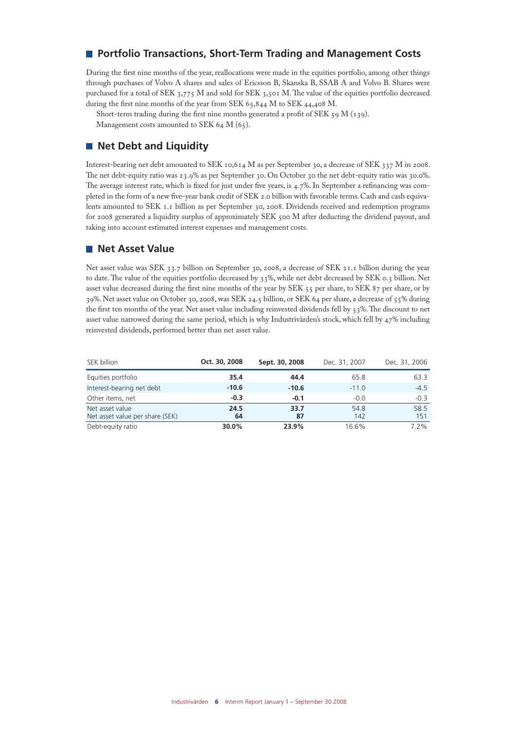## Portfolio Transactions, Short-Term Trading and Management Costs

During the first nine months of the year, reallocations were made in the equities portfolio, among other things through purchases of Volvo A shares and sales of Ericsson B, Skanska B, SSAB A and Volvo B. Shares were purchased for a total of SEK 3,775 M and sold for SEK 3,501 M. The value of the equities portfolio decreased during the first nine months of the year from SEK 65,844 M to SEK 44,408 M.

Short-term trading during the first nine months generated a profit of SEK 59 M (139).

Management costs amounted to SEK 64 M (65).

## Net Debt and Liquidity

Interest-bearing net debt amounted to SEK 10,614 M as per September 30, a decrease of SEK 337 M in 2008. The net debt-equity ratio was 23.9% as per September 30. On October 30 the net debt-equity ratio was 30.0%. The average interest rate, which is fixed for just under five years, is 4.7%. In September a refinancing was completed in the form of a new five-year bank credit of SEK 2.0 billion with favorable terms. Cash and cash equivalents amounted to SEK 1.1 billion as per September 30, 2008. Dividends received and redemption programs for 2008 generated a liquidity surplus of approximately SEK 500 M after deducting the dividend payout, and taking into account estimated interest expenses and management costs.

## Net Asset Value

Net asset value was SEK 33.7 billion on September 30, 2008, a decrease of SEK 21.1 billion during the year to date. The value of the equities portfolio decreased by 33%, while net debt decreased by SEK 0.3 billion. Net asset value decreased during the first nine months of the year by SEK 55 per share, to SEK 87 per share, or by 39%. Net asset value on October 30, 2008, was SEK 24.5 billion, or SEK 64 per share, a decrease of 55% during the first ten months of the year. Net asset value including reinvested dividends fell by 53%. The discount to net asset value narrowed during the same period, which is why Industrivärden's stock, which fell by 47% including reinvested dividends, performed better than net asset value.

| SEK billion | **Oct. 30, 2008** | **Sept. 30, 2008** | Dec. 31, 2007 | Dec. 31, 2006 |
|---|---|---|---|---|
| Equities portfolio | **35.4** | **44.4** | 65.8 | 63.3 |
| Interest-bearing net debt | **-10.6** | **-10.6** | -11.0 | -4.5 |
| Other items, net | **-0.3** | **-0.1** | -0.0 | -0.3 |
| Net asset value | **24.5** | **33.7** | 54.8 | 58.5 |
| Net asset value per share (SEK) | **64** | **87** | 142 | 151 |
| Debt-equity ratio | **30.0%** | **23.9%** | 16.6% | 7.2% |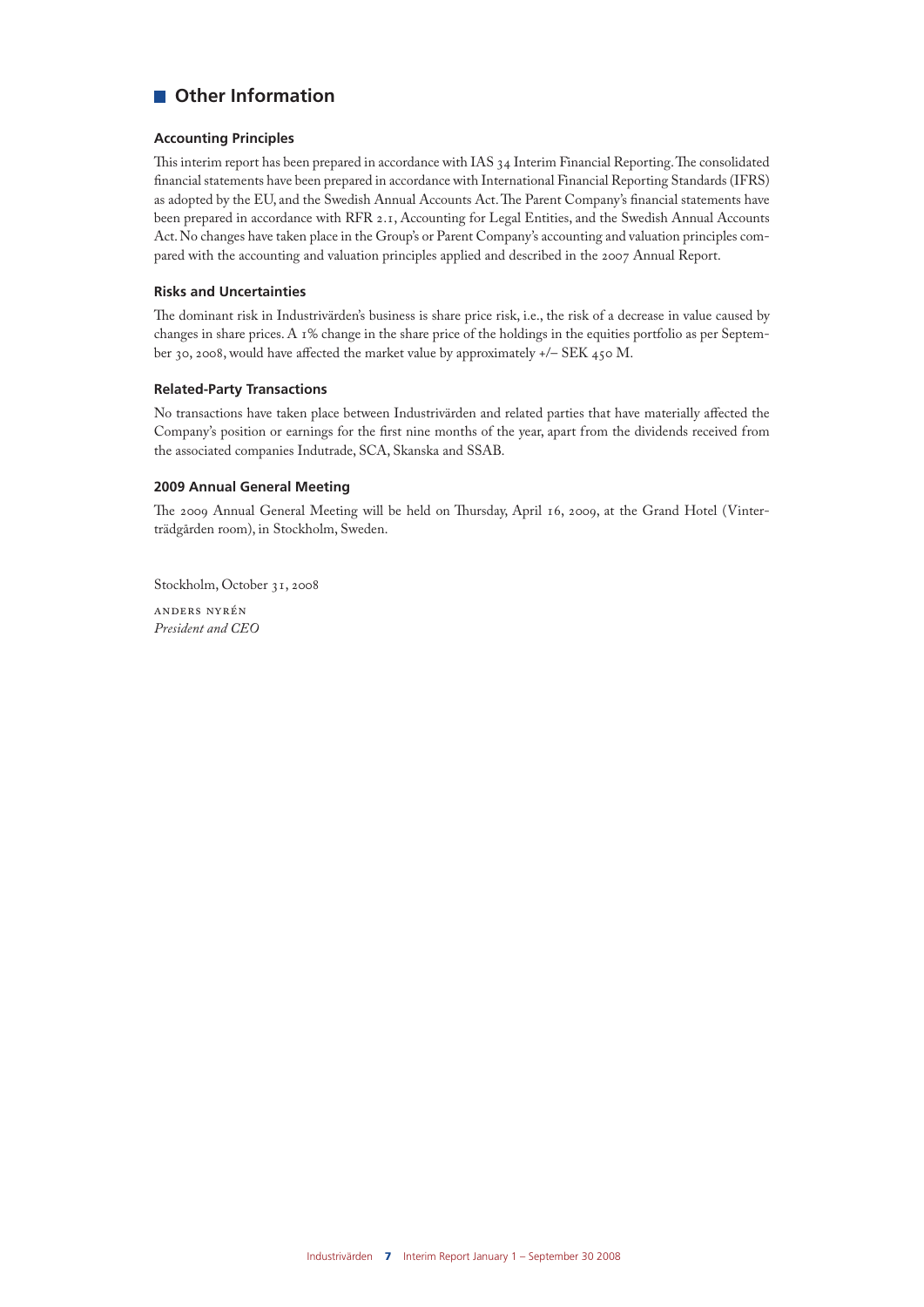## Other Information

### Accounting Principles

This interim report has been prepared in accordance with IAS 34 Interim Financial Reporting. The consolidated financial statements have been prepared in accordance with International Financial Reporting Standards (IFRS) as adopted by the EU, and the Swedish Annual Accounts Act. The Parent Company's financial statements have been prepared in accordance with RFR 2.1, Accounting for Legal Entities, and the Swedish Annual Accounts Act. No changes have taken place in the Group's or Parent Company's accounting and valuation principles compared with the accounting and valuation principles applied and described in the 2007 Annual Report.

### Risks and Uncertainties

The dominant risk in Industrivärden's business is share price risk, i.e., the risk of a decrease in value caused by changes in share prices. A 1% change in the share price of the holdings in the equities portfolio as per September 30, 2008, would have affected the market value by approximately +/– SEK 450 M.

### Related-Party Transactions

No transactions have taken place between Industrivärden and related parties that have materially affected the Company's position or earnings for the first nine months of the year, apart from the dividends received from the associated companies Indutrade, SCA, Skanska and SSAB.

### 2009 Annual General Meeting

The 2009 Annual General Meeting will be held on Thursday, April 16, 2009, at the Grand Hotel (Vinterträdgården room), in Stockholm, Sweden.

Stockholm, October 31, 2008

ANDERS NYRÉN
*President and CEO*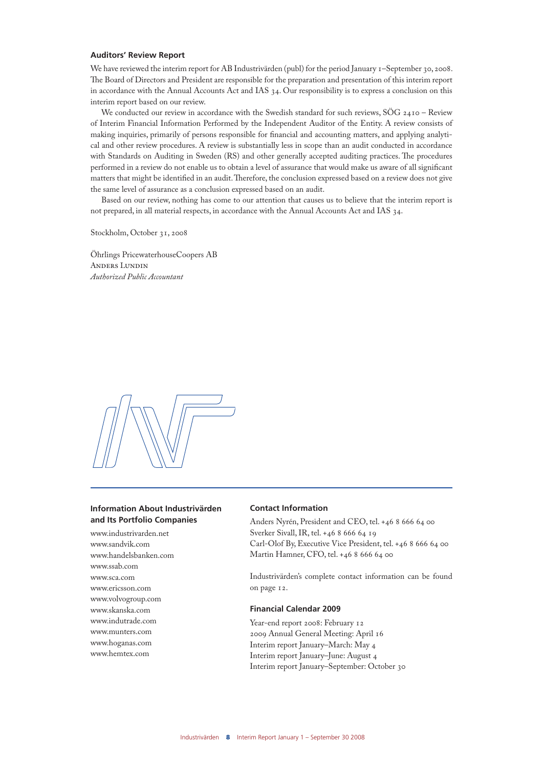### Auditors' Review Report

We have reviewed the interim report for AB Industrivärden (publ) for the period January 1–September 30, 2008. The Board of Directors and President are responsible for the preparation and presentation of this interim report in accordance with the Annual Accounts Act and IAS 34. Our responsibility is to express a conclusion on this interim report based on our review.

We conducted our review in accordance with the Swedish standard for such reviews, SÖG 2410 – Review of Interim Financial Information Performed by the Independent Auditor of the Entity. A review consists of making inquiries, primarily of persons responsible for financial and accounting matters, and applying analytical and other review procedures. A review is substantially less in scope than an audit conducted in accordance with Standards on Auditing in Sweden (RS) and other generally accepted auditing practices. The procedures performed in a review do not enable us to obtain a level of assurance that would make us aware of all significant matters that might be identified in an audit. Therefore, the conclusion expressed based on a review does not give the same level of assurance as a conclusion expressed based on an audit.

Based on our review, nothing has come to our attention that causes us to believe that the interim report is not prepared, in all material respects, in accordance with the Annual Accounts Act and IAS 34.

Stockholm, October 31, 2008

Öhrlings PricewaterhouseCoopers AB
Anders Lundin
*Authorized Public Accountant*

### Information About Industrivärden and Its Portfolio Companies

www.industrivarden.net
www.sandvik.com
www.handelsbanken.com
www.ssab.com
www.sca.com
www.ericsson.com
www.volvogroup.com
www.skanska.com
www.indutrade.com
www.munters.com
www.hoganas.com
www.hemtex.com

### Contact Information

Anders Nyrén, President and CEO, tel. +46 8 666 64 00
Sverker Sivall, IR, tel. +46 8 666 64 19
Carl-Olof By, Executive Vice President, tel. +46 8 666 64 00
Martin Hamner, CFO, tel. +46 8 666 64 00

Industrivärden's complete contact information can be found on page 12.

### Financial Calendar 2009

Year-end report 2008: February 12
2009 Annual General Meeting: April 16
Interim report January–March: May 4
Interim report January–June: August 4
Interim report January–September: October 30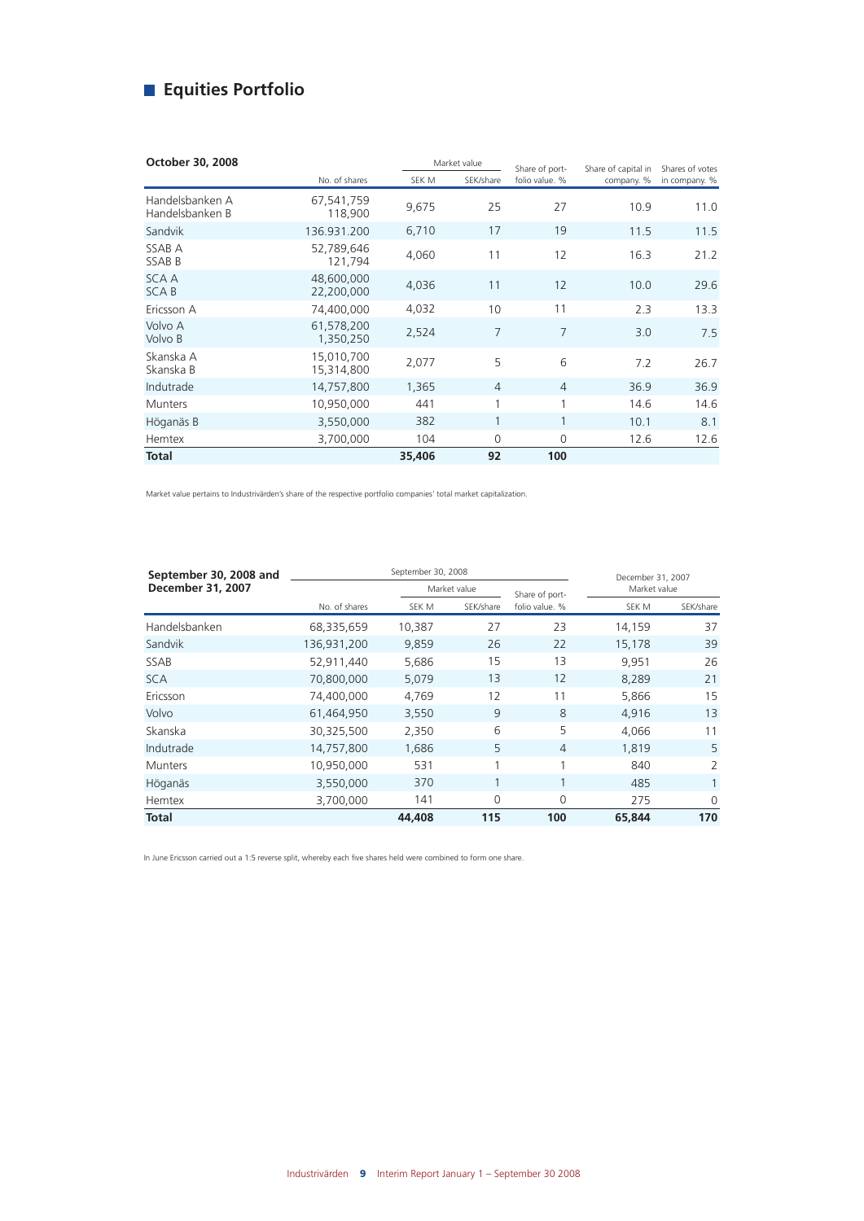## Equities Portfolio

| October 30, 2008 | | Market value | | Share of portfolio value. % | Share of capital in company. % | Shares of votes in company. % |
|---|---|---|---|---|---|---|
| | No. of shares | SEK M | SEK/share | | | |
| Handelsbanken A<br>Handelsbanken B | 67,541,759<br>118,900 | 9,675 | 25 | 27 | 10.9 | 11.0 |
| Sandvik | 136.931.200 | 6,710 | 17 | 19 | 11.5 | 11.5 |
| SSAB A<br>SSAB B | 52,789,646<br>121,794 | 4,060 | 11 | 12 | 16.3 | 21.2 |
| SCA A<br>SCA B | 48,600,000<br>22,200,000 | 4,036 | 11 | 12 | 10.0 | 29.6 |
| Ericsson A | 74,400,000 | 4,032 | 10 | 11 | 2.3 | 13.3 |
| Volvo A<br>Volvo B | 61,578,200<br>1,350,250 | 2,524 | 7 | 7 | 3.0 | 7.5 |
| Skanska A<br>Skanska B | 15,010,700<br>15,314,800 | 2,077 | 5 | 6 | 7.2 | 26.7 |
| Indutrade | 14,757,800 | 1,365 | 4 | 4 | 36.9 | 36.9 |
| Munters | 10,950,000 | 441 | 1 | 1 | 14.6 | 14.6 |
| Höganäs B | 3,550,000 | 382 | 1 | 1 | 10.1 | 8.1 |
| Hemtex | 3,700,000 | 104 | 0 | 0 | 12.6 | 12.6 |
| **Total** | | **35,406** | **92** | **100** | | |

Market value pertains to Industrivärden's share of the respective portfolio companies' total market capitalization.

| September 30, 2008 and December 31, 2007 | September 30, 2008 | | | | December 31, 2007 | |
|---|---|---|---|---|---|---|
| | | Market value | | Share of portfolio value. % | Market value | |
| | No. of shares | SEK M | SEK/share | | SEK M | SEK/share |
| Handelsbanken | 68,335,659 | 10,387 | 27 | 23 | 14,159 | 37 |
| Sandvik | 136,931,200 | 9,859 | 26 | 22 | 15,178 | 39 |
| SSAB | 52,911,440 | 5,686 | 15 | 13 | 9,951 | 26 |
| SCA | 70,800,000 | 5,079 | 13 | 12 | 8,289 | 21 |
| Ericsson | 74,400,000 | 4,769 | 12 | 11 | 5,866 | 15 |
| Volvo | 61,464,950 | 3,550 | 9 | 8 | 4,916 | 13 |
| Skanska | 30,325,500 | 2,350 | 6 | 5 | 4,066 | 11 |
| Indutrade | 14,757,800 | 1,686 | 5 | 4 | 1,819 | 5 |
| Munters | 10,950,000 | 531 | 1 | 1 | 840 | 2 |
| Höganäs | 3,550,000 | 370 | 1 | 1 | 485 | 1 |
| Hemtex | 3,700,000 | 141 | 0 | 0 | 275 | 0 |
| **Total** | | **44,408** | **115** | **100** | **65,844** | **170** |

In June Ericsson carried out a 1:5 reverse split, whereby each five shares held were combined to form one share.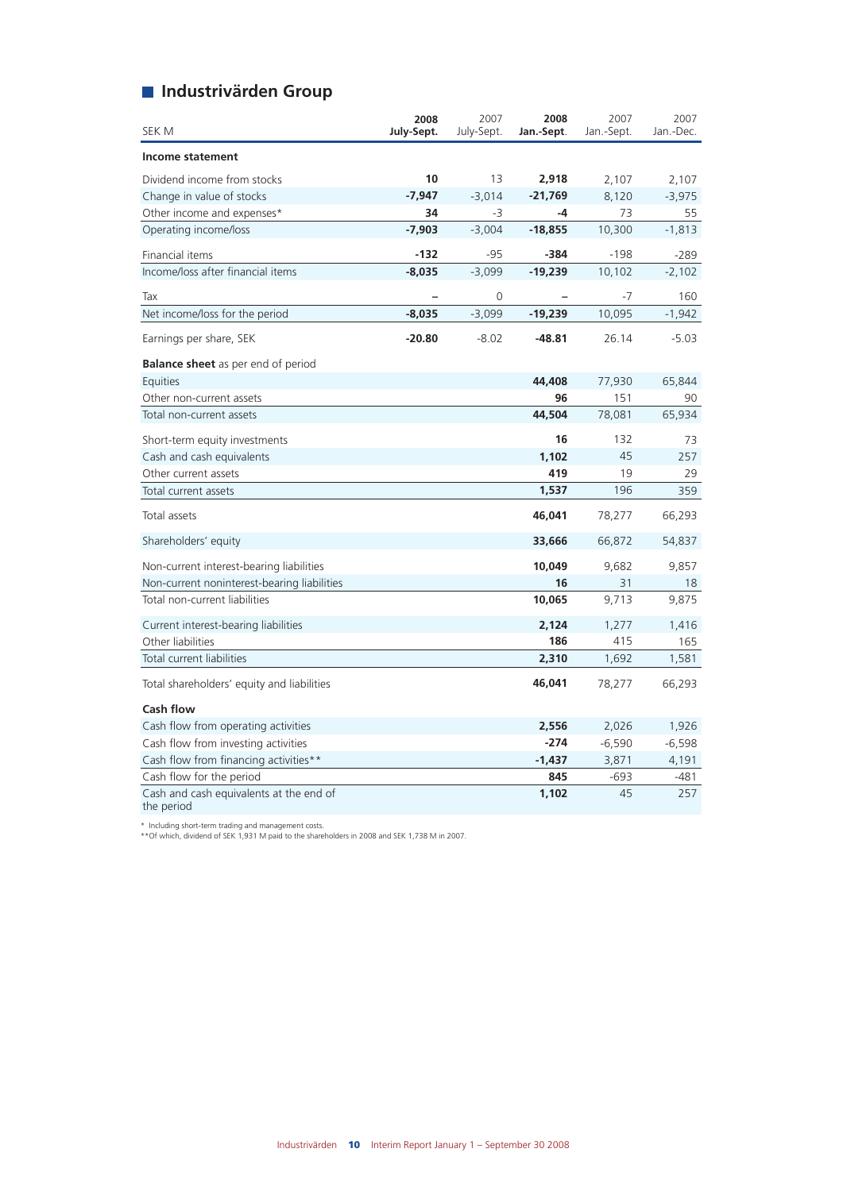## Industrivärden Group

| SEK M | 2008 July-Sept. | 2007 July-Sept. | 2008 Jan.-Sept. | 2007 Jan.-Sept. | 2007 Jan.-Dec. |
|---|---|---|---|---|---|
| **Income statement** | | | | | |
| Dividend income from stocks | **10** | 13 | **2,918** | 2,107 | 2,107 |
| Change in value of stocks | **-7,947** | -3,014 | **-21,769** | 8,120 | -3,975 |
| Other income and expenses* | **34** | -3 | **-4** | 73 | 55 |
| Operating income/loss | **-7,903** | -3,004 | **-18,855** | 10,300 | -1,813 |
| Financial items | **-132** | -95 | **-384** | -198 | -289 |
| Income/loss after financial items | **-8,035** | -3,099 | **-19,239** | 10,102 | -2,102 |
| Tax | **–** | 0 | **–** | -7 | 160 |
| Net income/loss for the period | **-8,035** | -3,099 | **-19,239** | 10,095 | -1,942 |
| Earnings per share, SEK | **-20.80** | -8.02 | **-48.81** | 26.14 | -5.03 |
| **Balance sheet** as per end of period | | | | | |
| Equities | | | **44,408** | 77,930 | 65,844 |
| Other non-current assets | | | **96** | 151 | 90 |
| Total non-current assets | | | **44,504** | 78,081 | 65,934 |
| Short-term equity investments | | | **16** | 132 | 73 |
| Cash and cash equivalents | | | **1,102** | 45 | 257 |
| Other current assets | | | **419** | 19 | 29 |
| Total current assets | | | **1,537** | 196 | 359 |
| Total assets | | | **46,041** | 78,277 | 66,293 |
| Shareholders' equity | | | **33,666** | 66,872 | 54,837 |
| Non-current interest-bearing liabilities | | | **10,049** | 9,682 | 9,857 |
| Non-current noninterest-bearing liabilities | | | **16** | 31 | 18 |
| Total non-current liabilities | | | **10,065** | 9,713 | 9,875 |
| Current interest-bearing liabilities | | | **2,124** | 1,277 | 1,416 |
| Other liabilities | | | **186** | 415 | 165 |
| Total current liabilities | | | **2,310** | 1,692 | 1,581 |
| Total shareholders' equity and liabilities | | | **46,041** | 78,277 | 66,293 |
| **Cash flow** | | | | | |
| Cash flow from operating activities | | | **2,556** | 2,026 | 1,926 |
| Cash flow from investing activities | | | **-274** | -6,590 | -6,598 |
| Cash flow from financing activities** | | | **-1,437** | 3,871 | 4,191 |
| Cash flow for the period | | | **845** | -693 | -481 |
| Cash and cash equivalents at the end of the period | | | **1,102** | 45 | 257 |

\* Including short-term trading and management costs.
\*\*Of which, dividend of SEK 1,931 M paid to the shareholders in 2008 and SEK 1,738 M in 2007.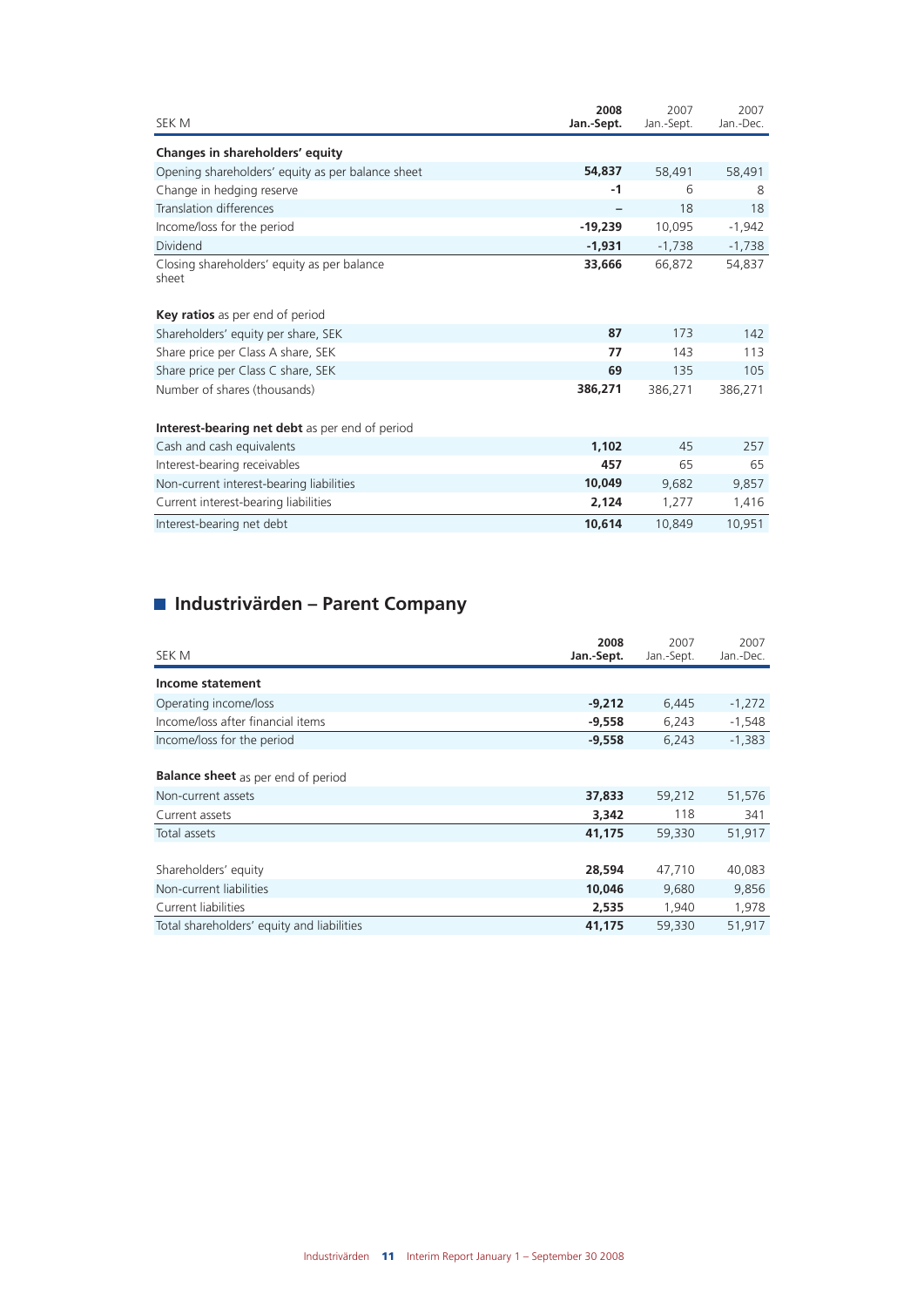| SEK M | 2008 Jan.-Sept. | 2007 Jan.-Sept. | 2007 Jan.-Dec. |
|---|---|---|---|
| **Changes in shareholders' equity** | | | |
| Opening shareholders' equity as per balance sheet | **54,837** | 58,491 | 58,491 |
| Change in hedging reserve | **-1** | 6 | 8 |
| Translation differences | **–** | 18 | 18 |
| Income/loss for the period | **-19,239** | 10,095 | -1,942 |
| Dividend | **-1,931** | -1,738 | -1,738 |
| Closing shareholders' equity as per balance sheet | **33,666** | 66,872 | 54,837 |
| | | | |
| **Key ratios** as per end of period | | | |
| Shareholders' equity per share, SEK | **87** | 173 | 142 |
| Share price per Class A share, SEK | **77** | 143 | 113 |
| Share price per Class C share, SEK | **69** | 135 | 105 |
| Number of shares (thousands) | **386,271** | 386,271 | 386,271 |
| | | | |
| **Interest-bearing net debt** as per end of period | | | |
| Cash and cash equivalents | **1,102** | 45 | 257 |
| Interest-bearing receivables | **457** | 65 | 65 |
| Non-current interest-bearing liabilities | **10,049** | 9,682 | 9,857 |
| Current interest-bearing liabilities | **2,124** | 1,277 | 1,416 |
| Interest-bearing net debt | **10,614** | 10,849 | 10,951 |

## Industrivärden – Parent Company

| SEK M | 2008 Jan.-Sept. | 2007 Jan.-Sept. | 2007 Jan.-Dec. |
|---|---|---|---|
| **Income statement** | | | |
| Operating income/loss | **-9,212** | 6,445 | -1,272 |
| Income/loss after financial items | **-9,558** | 6,243 | -1,548 |
| Income/loss for the period | **-9,558** | 6,243 | -1,383 |
| | | | |
| **Balance sheet** as per end of period | | | |
| Non-current assets | **37,833** | 59,212 | 51,576 |
| Current assets | **3,342** | 118 | 341 |
| Total assets | **41,175** | 59,330 | 51,917 |
| | | | |
| Shareholders' equity | **28,594** | 47,710 | 40,083 |
| Non-current liabilities | **10,046** | 9,680 | 9,856 |
| Current liabilities | **2,535** | 1,940 | 1,978 |
| Total shareholders' equity and liabilities | **41,175** | 59,330 | 51,917 |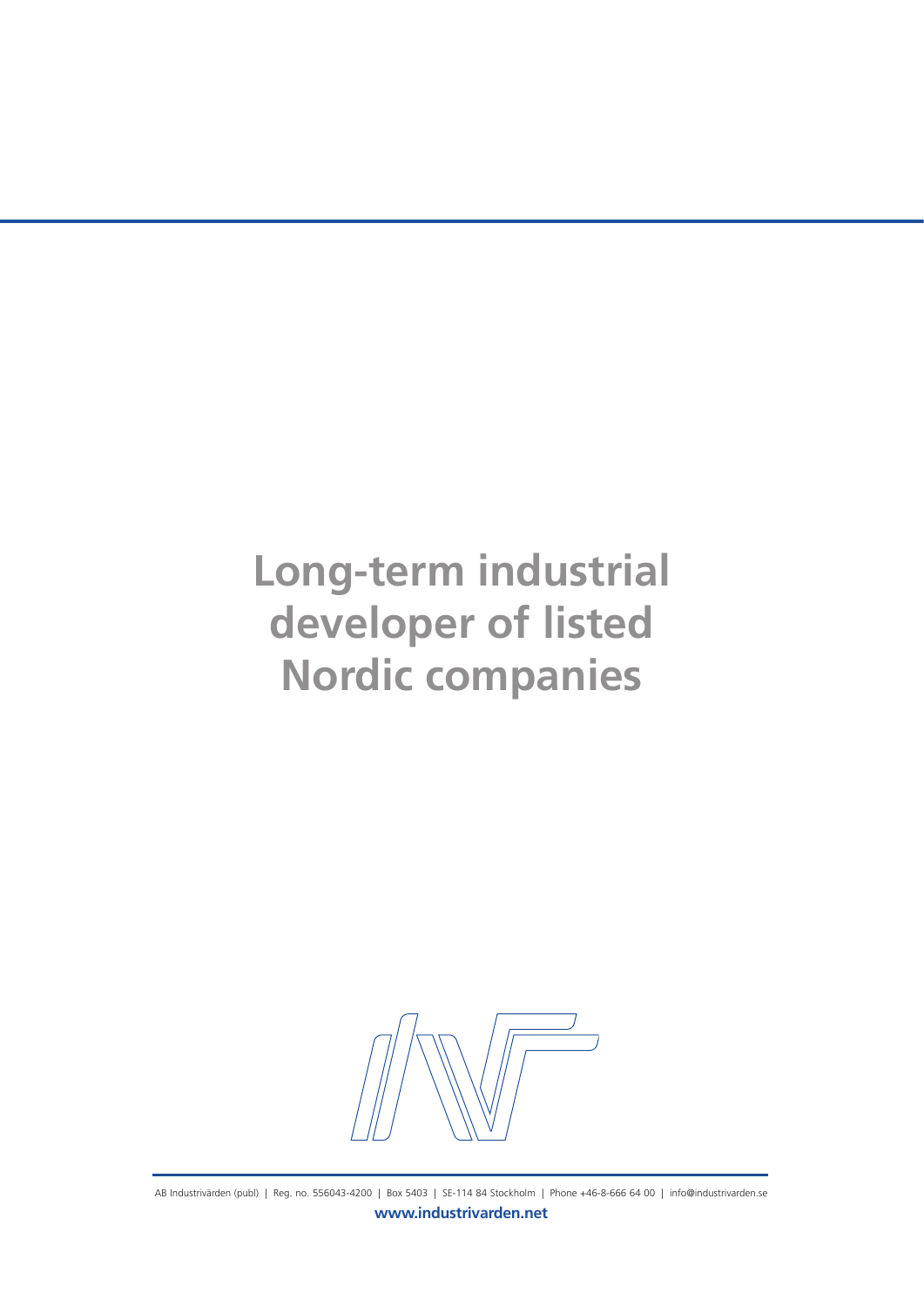# Long-term industrial developer of listed Nordic companies

AB Industrivärden (publ) | Reg. no. 556043-4200 | Box 5403 | SE-114 84 Stockholm | Phone +46-8-666 64 00 | info@industrivarden.se

**www.industrivarden.net**